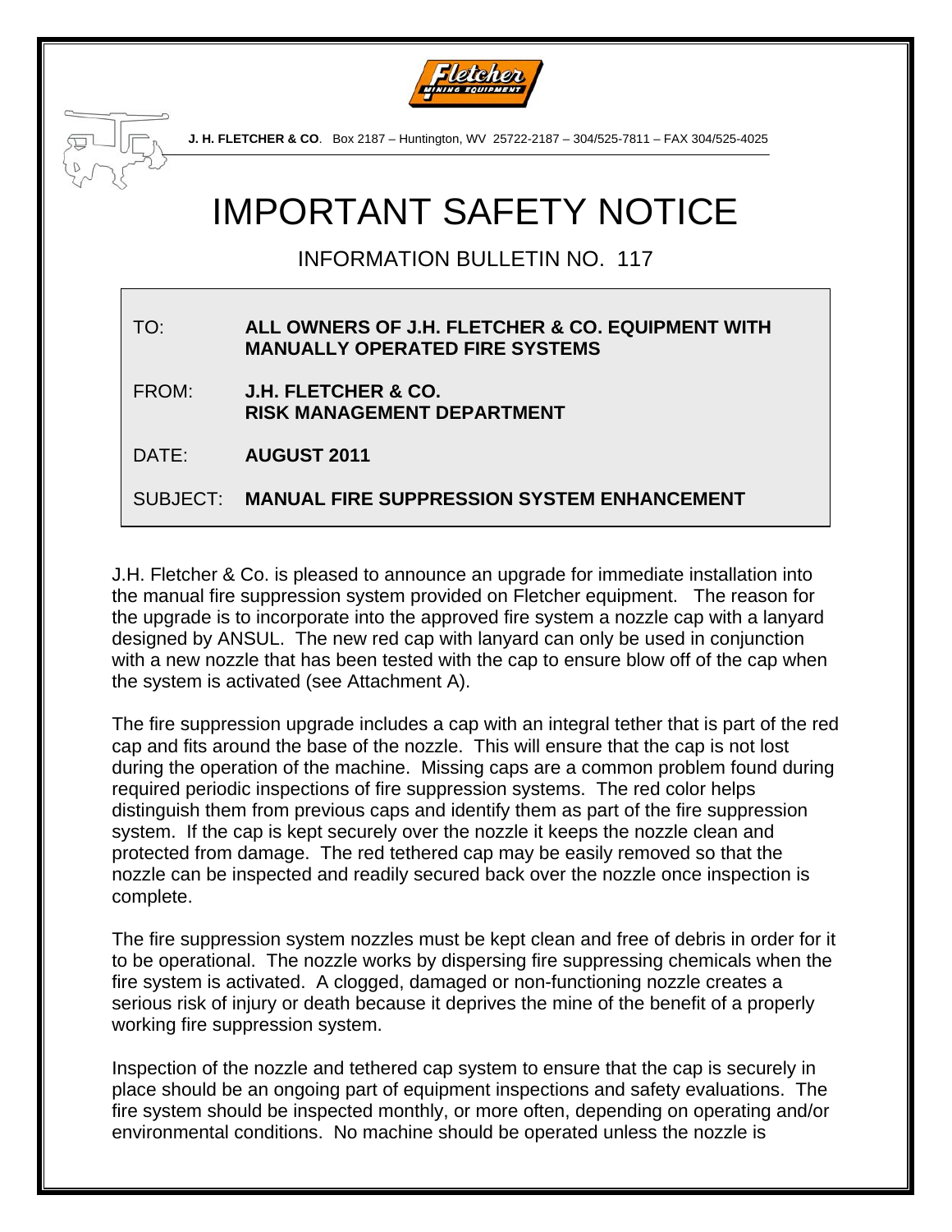**J. H. FLETCHER & CO**. Box 2187 – Huntington, WV 25722-2187 – 304/525-7811 – FAX 304/525-4025

# IMPORTANT SAFETY NOTICE

## INFORMATION BULLETIN NO. 117

| | |
|---|---|
| TO: | **ALL OWNERS OF J.H. FLETCHER & CO. EQUIPMENT WITH MANUALLY OPERATED FIRE SYSTEMS** |
| FROM: | **J.H. FLETCHER & CO. RISK MANAGEMENT DEPARTMENT** |
| DATE: | **AUGUST 2011** |
| SUBJECT: | **MANUAL FIRE SUPPRESSION SYSTEM ENHANCEMENT** |

J.H. Fletcher & Co. is pleased to announce an upgrade for immediate installation into the manual fire suppression system provided on Fletcher equipment. The reason for the upgrade is to incorporate into the approved fire system a nozzle cap with a lanyard designed by ANSUL. The new red cap with lanyard can only be used in conjunction with a new nozzle that has been tested with the cap to ensure blow off of the cap when the system is activated (see Attachment A).

The fire suppression upgrade includes a cap with an integral tether that is part of the red cap and fits around the base of the nozzle. This will ensure that the cap is not lost during the operation of the machine. Missing caps are a common problem found during required periodic inspections of fire suppression systems. The red color helps distinguish them from previous caps and identify them as part of the fire suppression system. If the cap is kept securely over the nozzle it keeps the nozzle clean and protected from damage. The red tethered cap may be easily removed so that the nozzle can be inspected and readily secured back over the nozzle once inspection is complete.

The fire suppression system nozzles must be kept clean and free of debris in order for it to be operational. The nozzle works by dispersing fire suppressing chemicals when the fire system is activated. A clogged, damaged or non-functioning nozzle creates a serious risk of injury or death because it deprives the mine of the benefit of a properly working fire suppression system.

Inspection of the nozzle and tethered cap system to ensure that the cap is securely in place should be an ongoing part of equipment inspections and safety evaluations. The fire system should be inspected monthly, or more often, depending on operating and/or environmental conditions. No machine should be operated unless the nozzle is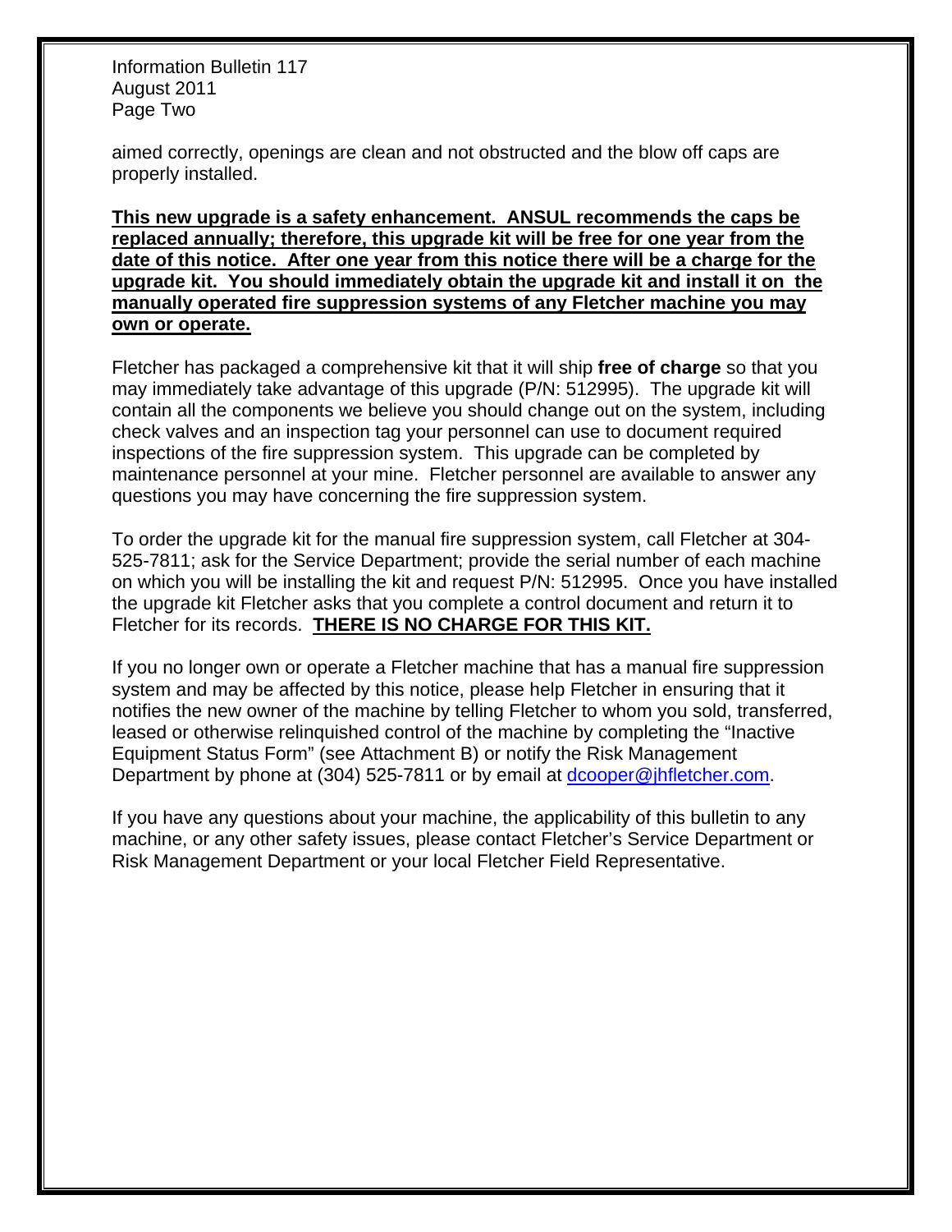aimed correctly, openings are clean and not obstructed and the blow off caps are properly installed.

**<u>This new upgrade is a safety enhancement. ANSUL recommends the caps be replaced annually; therefore, this upgrade kit will be free for one year from the date of this notice. After one year from this notice there will be a charge for the upgrade kit. You should immediately obtain the upgrade kit and install it on the manually operated fire suppression systems of any Fletcher machine you may own or operate.</u>**

Fletcher has packaged a comprehensive kit that it will ship **free of charge** so that you may immediately take advantage of this upgrade (P/N: 512995). The upgrade kit will contain all the components we believe you should change out on the system, including check valves and an inspection tag your personnel can use to document required inspections of the fire suppression system. This upgrade can be completed by maintenance personnel at your mine. Fletcher personnel are available to answer any questions you may have concerning the fire suppression system.

To order the upgrade kit for the manual fire suppression system, call Fletcher at 304-525-7811; ask for the Service Department; provide the serial number of each machine on which you will be installing the kit and request P/N: 512995. Once you have installed the upgrade kit Fletcher asks that you complete a control document and return it to Fletcher for its records. **<u>THERE IS NO CHARGE FOR THIS KIT.</u>**

If you no longer own or operate a Fletcher machine that has a manual fire suppression system and may be affected by this notice, please help Fletcher in ensuring that it notifies the new owner of the machine by telling Fletcher to whom you sold, transferred, leased or otherwise relinquished control of the machine by completing the "Inactive Equipment Status Form" (see Attachment B) or notify the Risk Management Department by phone at (304) 525-7811 or by email at dcooper@jhfletcher.com.

If you have any questions about your machine, the applicability of this bulletin to any machine, or any other safety issues, please contact Fletcher's Service Department or Risk Management Department or your local Fletcher Field Representative.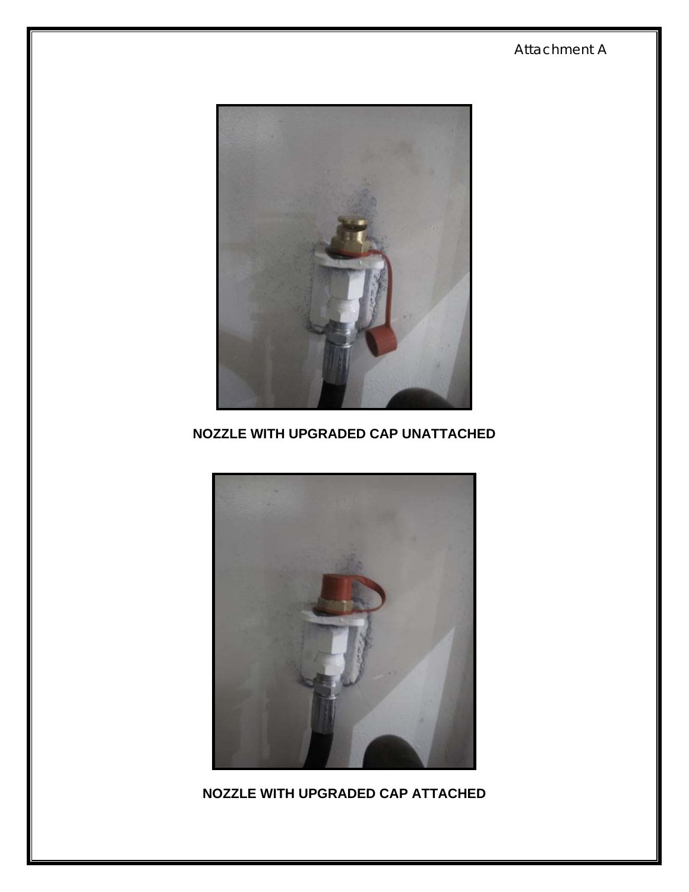Attachment A

NOZZLE WITH UPGRADED CAP UNATTACHED

NOZZLE WITH UPGRADED CAP ATTACHED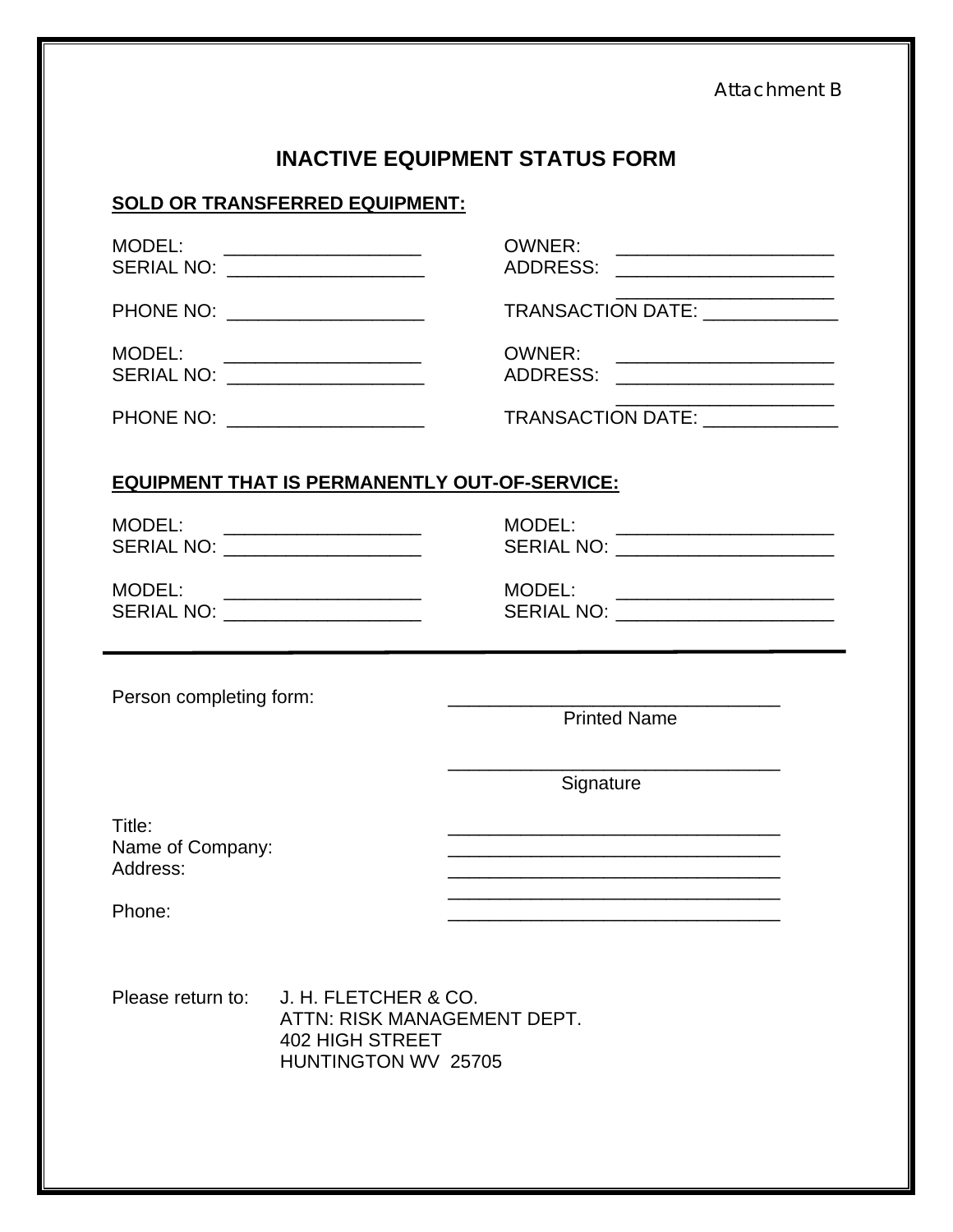Attachment B

# INACTIVE EQUIPMENT STATUS FORM

**SOLD OR TRANSFERRED EQUIPMENT:**

MODEL: ___________________ OWNER: _____________________
SERIAL NO: ___________________ ADDRESS: _____________________
_____________________
PHONE NO: ___________________ TRANSACTION DATE: _____________

MODEL: ___________________ OWNER: _____________________
SERIAL NO: ___________________ ADDRESS: _____________________
_____________________
PHONE NO: ___________________ TRANSACTION DATE: _____________

**EQUIPMENT THAT IS PERMANENTLY OUT-OF-SERVICE:**

MODEL: ___________________ MODEL: _____________________
SERIAL NO: ___________________ SERIAL NO: _____________________

MODEL: ___________________ MODEL: _____________________
SERIAL NO: ___________________ SERIAL NO: _____________________

---

Person completing form: _______________________________
Printed Name

_______________________________
Signature

Title: _______________________________
Name of Company: _______________________________
Address: _______________________________
_______________________________
Phone: _______________________________

Please return to: J. H. FLETCHER & CO.
ATTN: RISK MANAGEMENT DEPT.
402 HIGH STREET
HUNTINGTON WV 25705